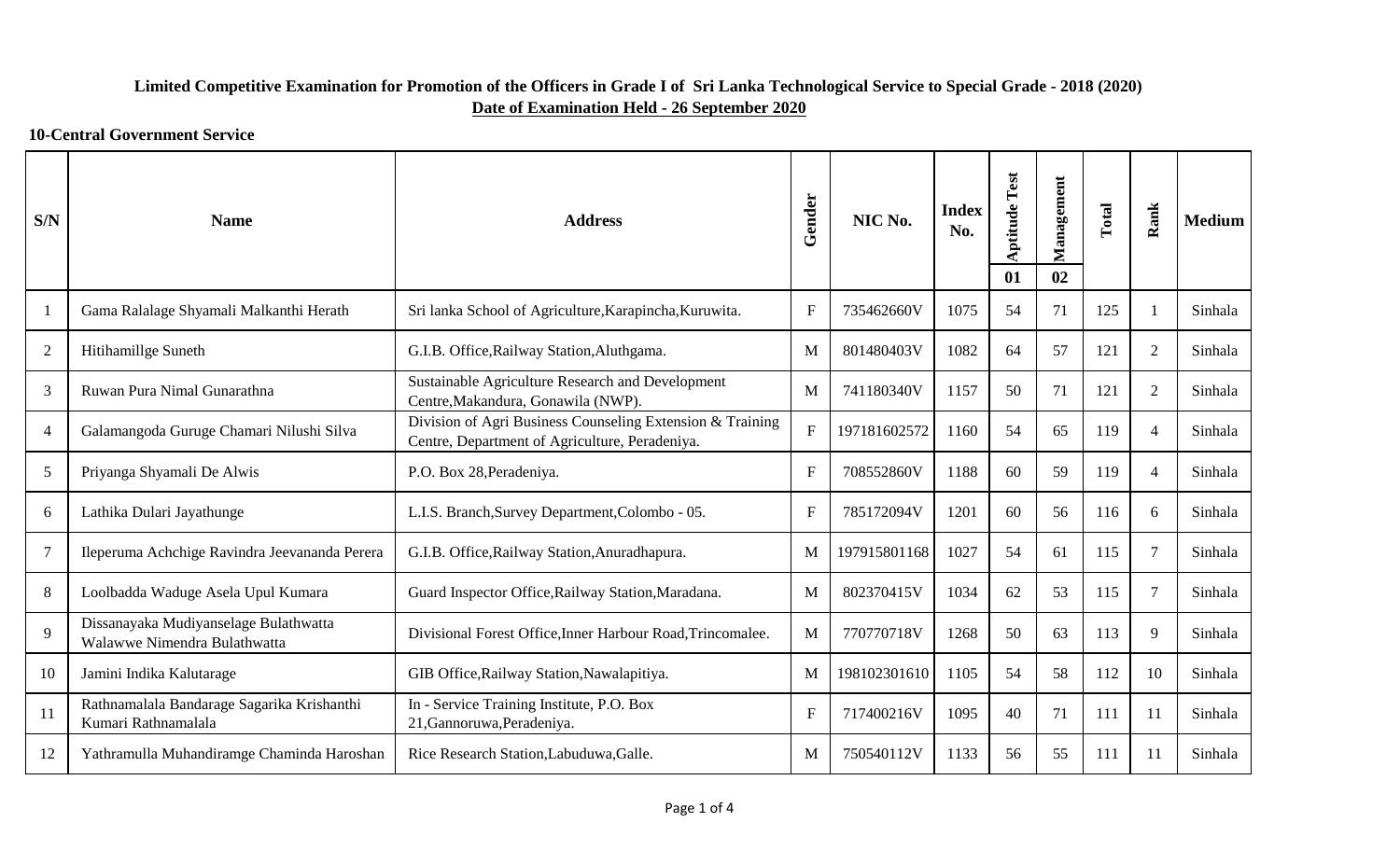**Limited Competitive Examination for Promotion of the Officers in Grade I of Sri Lanka Technological Service to Special Grade - 2018 (2020)**

**Date of Examination Held - 26 September 2020**

**10-Central Government Service**

| S/N | Name | Address | Gender | NIC No. | Index No. | Aptitude Test 01 | Management 02 | Total | Rank | Medium |
|---|---|---|---|---|---|---|---|---|---|---|
| 1 | Gama Ralalage Shyamali Malkanthi Herath | Sri lanka School of Agriculture,Karapincha,Kuruwita. | F | 735462660V | 1075 | 54 | 71 | 125 | 1 | Sinhala |
| 2 | Hitihamillge Suneth | G.I.B. Office,Railway Station,Aluthgama. | M | 801480403V | 1082 | 64 | 57 | 121 | 2 | Sinhala |
| 3 | Ruwan Pura Nimal Gunarathna | Sustainable Agriculture Research and Development Centre,Makandura, Gonawila (NWP). | M | 741180340V | 1157 | 50 | 71 | 121 | 2 | Sinhala |
| 4 | Galamangoda Guruge Chamari Nilushi Silva | Division of Agri Business Counseling Extension & Training Centre, Department of Agriculture, Peradeniya. | F | 197181602572 | 1160 | 54 | 65 | 119 | 4 | Sinhala |
| 5 | Priyanga Shyamali De Alwis | P.O. Box 28,Peradeniya. | F | 708552860V | 1188 | 60 | 59 | 119 | 4 | Sinhala |
| 6 | Lathika Dulari Jayathunge | L.I.S. Branch,Survey Department,Colombo - 05. | F | 785172094V | 1201 | 60 | 56 | 116 | 6 | Sinhala |
| 7 | Ileperuma Achchige Ravindra Jeevananda Perera | G.I.B. Office,Railway Station,Anuradhapura. | M | 197915801168 | 1027 | 54 | 61 | 115 | 7 | Sinhala |
| 8 | Loolbadda Waduge Asela Upul Kumara | Guard Inspector Office,Railway Station,Maradana. | M | 802370415V | 1034 | 62 | 53 | 115 | 7 | Sinhala |
| 9 | Dissanayaka Mudiyanselage Bulathwatta Walawwe Nimendra Bulathwatta | Divisional Forest Office,Inner Harbour Road,Trincomalee. | M | 770770718V | 1268 | 50 | 63 | 113 | 9 | Sinhala |
| 10 | Jamini Indika Kalutarage | GIB Office,Railway Station,Nawalapitiya. | M | 198102301610 | 1105 | 54 | 58 | 112 | 10 | Sinhala |
| 11 | Rathnamalala Bandarage Sagarika Krishanthi Kumari Rathnamalala | In - Service Training Institute, P.O. Box 21,Gannoruwa,Peradeniya. | F | 717400216V | 1095 | 40 | 71 | 111 | 11 | Sinhala |
| 12 | Yathramulla Muhandiramge Chaminda Haroshan | Rice Research Station,Labuduwa,Galle. | M | 750540112V | 1133 | 56 | 55 | 111 | 11 | Sinhala |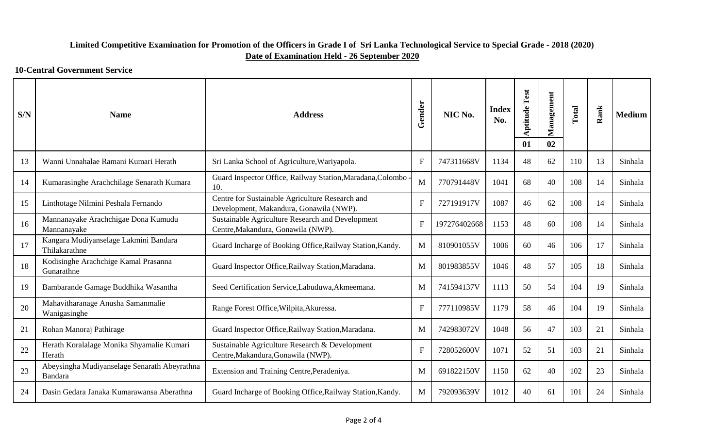**Limited Competitive Examination for Promotion of the Officers in Grade I of Sri Lanka Technological Service to Special Grade - 2018 (2020)**

**Date of Examination Held - 26 September 2020**

**10-Central Government Service**

| S/N | Name | Address | Gender | NIC No. | Index No. | Aptitude Test 01 | Management 02 | Total | Rank | Medium |
|---|---|---|---|---|---|---|---|---|---|---|
| 13 | Wanni Unnahalae Ramani Kumari Herath | Sri Lanka School of Agriculture,Wariyapola. | F | 747311668V | 1134 | 48 | 62 | 110 | 13 | Sinhala |
| 14 | Kumarasinghe Arachchilage Senarath Kumara | Guard Inspector Office, Railway Station,Maradana,Colombo - 10. | M | 770791448V | 1041 | 68 | 40 | 108 | 14 | Sinhala |
| 15 | Linthotage Nilmini Peshala Fernando | Centre for Sustainable Agriculture Research and Development, Makandura, Gonawila (NWP). | F | 727191917V | 1087 | 46 | 62 | 108 | 14 | Sinhala |
| 16 | Mannanayake Arachchigae Dona Kumudu Mannanayake | Sustainable Agriculture Research and Development Centre,Makandura, Gonawila (NWP). | F | 197276402668 | 1153 | 48 | 60 | 108 | 14 | Sinhala |
| 17 | Kangara Mudiyanselage Lakmini Bandara Thilakarathne | Guard Incharge of Booking Office,Railway Station,Kandy. | M | 810901055V | 1006 | 60 | 46 | 106 | 17 | Sinhala |
| 18 | Kodisinghe Arachchige Kamal Prasanna Gunarathne | Guard Inspector Office,Railway Station,Maradana. | M | 801983855V | 1046 | 48 | 57 | 105 | 18 | Sinhala |
| 19 | Bambarande Gamage Buddhika Wasantha | Seed Certification Service,Labuduwa,Akmeemana. | M | 741594137V | 1113 | 50 | 54 | 104 | 19 | Sinhala |
| 20 | Mahavitharanage Anusha Samanmalie Wanigasinghe | Range Forest Office,Wilpita,Akuressa. | F | 777110985V | 1179 | 58 | 46 | 104 | 19 | Sinhala |
| 21 | Rohan Manoraj Pathirage | Guard Inspector Office,Railway Station,Maradana. | M | 742983072V | 1048 | 56 | 47 | 103 | 21 | Sinhala |
| 22 | Herath Koralalage Monika Shyamalie Kumari Herath | Sustainable Agriculture Research & Development Centre,Makandura,Gonawila (NWP). | F | 728052600V | 1071 | 52 | 51 | 103 | 21 | Sinhala |
| 23 | Abeysingha Mudiyanselage Senarath Abeyrathna Bandara | Extension and Training Centre,Peradeniya. | M | 691822150V | 1150 | 62 | 40 | 102 | 23 | Sinhala |
| 24 | Dasin Gedara Janaka Kumarawansa Aberathna | Guard Incharge of Booking Office,Railway Station,Kandy. | M | 792093639V | 1012 | 40 | 61 | 101 | 24 | Sinhala |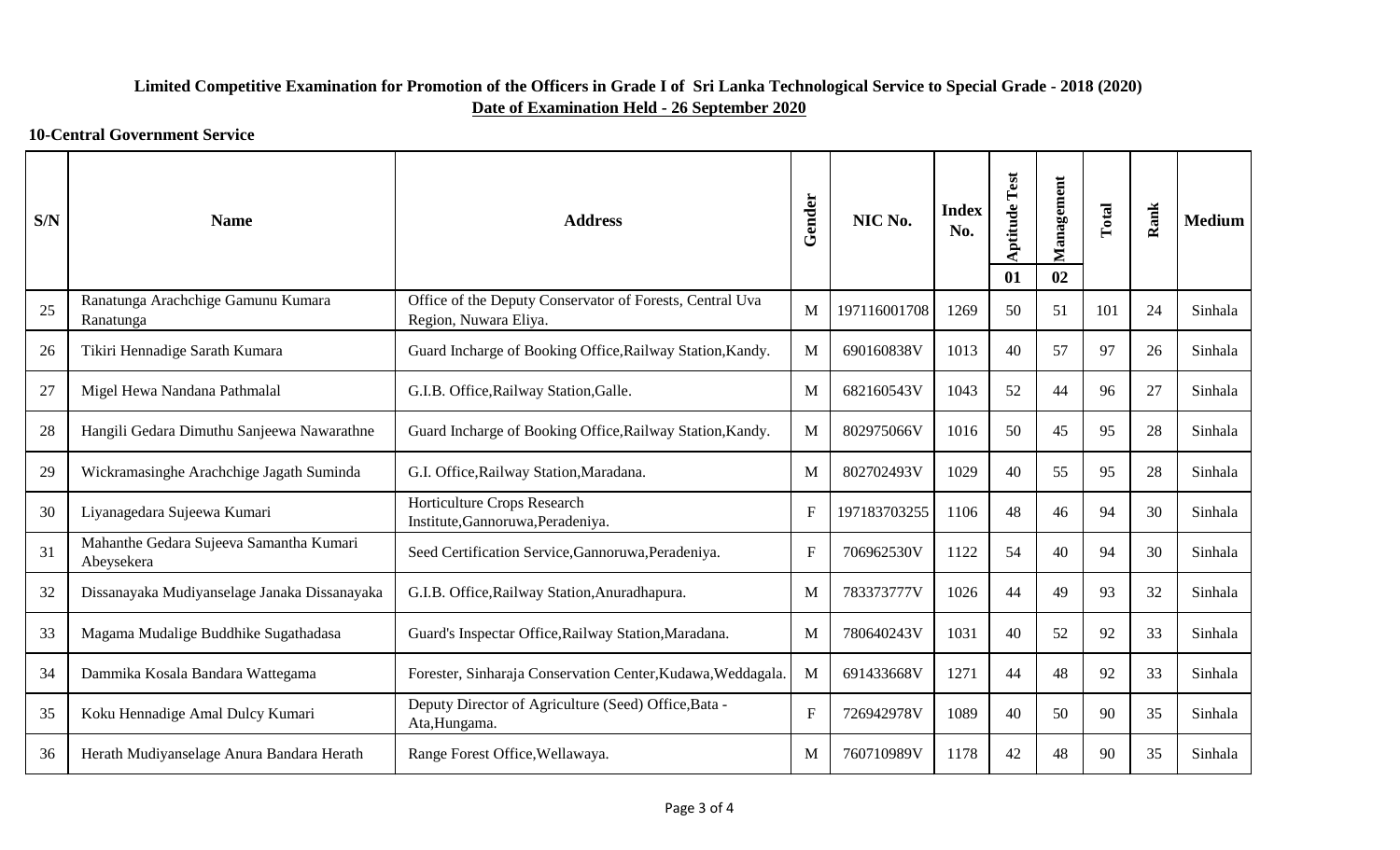**Limited Competitive Examination for Promotion of the Officers in Grade I of Sri Lanka Technological Service to Special Grade - 2018 (2020)**

**Date of Examination Held - 26 September 2020**

**10-Central Government Service**

| S/N | Name | Address | Gender | NIC No. | Index No. | Aptitude Test | Management | Total | Rank | Medium |
|---|---|---|---|---|---|---|---|---|---|---|
| | | | | | | 01 | 02 | | | |
| 25 | Ranatunga Arachchige Gamunu Kumara Ranatunga | Office of the Deputy Conservator of Forests, Central Uva Region, Nuwara Eliya. | M | 197116001708 | 1269 | 50 | 51 | 101 | 24 | Sinhala |
| 26 | Tikiri Hennadige Sarath Kumara | Guard Incharge of Booking Office,Railway Station,Kandy. | M | 690160838V | 1013 | 40 | 57 | 97 | 26 | Sinhala |
| 27 | Migel Hewa Nandana Pathmalal | G.I.B. Office,Railway Station,Galle. | M | 682160543V | 1043 | 52 | 44 | 96 | 27 | Sinhala |
| 28 | Hangili Gedara Dimuthu Sanjeewa Nawarathne | Guard Incharge of Booking Office,Railway Station,Kandy. | M | 802975066V | 1016 | 50 | 45 | 95 | 28 | Sinhala |
| 29 | Wickramasinghe Arachchige Jagath Suminda | G.I. Office,Railway Station,Maradana. | M | 802702493V | 1029 | 40 | 55 | 95 | 28 | Sinhala |
| 30 | Liyanagedara Sujeewa Kumari | Horticulture Crops Research Institute,Gannoruwa,Peradeniya. | F | 197183703255 | 1106 | 48 | 46 | 94 | 30 | Sinhala |
| 31 | Mahanthe Gedara Sujeeva Samantha Kumari Abeysekera | Seed Certification Service,Gannoruwa,Peradeniya. | F | 706962530V | 1122 | 54 | 40 | 94 | 30 | Sinhala |
| 32 | Dissanayaka Mudiyanselage Janaka Dissanayaka | G.I.B. Office,Railway Station,Anuradhapura. | M | 783373777V | 1026 | 44 | 49 | 93 | 32 | Sinhala |
| 33 | Magama Mudalige Buddhike Sugathadasa | Guard's Inspectar Office,Railway Station,Maradana. | M | 780640243V | 1031 | 40 | 52 | 92 | 33 | Sinhala |
| 34 | Dammika Kosala Bandara Wattegama | Forester, Sinharaja Conservation Center,Kudawa,Weddagala. | M | 691433668V | 1271 | 44 | 48 | 92 | 33 | Sinhala |
| 35 | Koku Hennadige Amal Dulcy Kumari | Deputy Director of Agriculture (Seed) Office,Bata - Ata,Hungama. | F | 726942978V | 1089 | 40 | 50 | 90 | 35 | Sinhala |
| 36 | Herath Mudiyanselage Anura Bandara Herath | Range Forest Office,Wellawaya. | M | 760710989V | 1178 | 42 | 48 | 90 | 35 | Sinhala |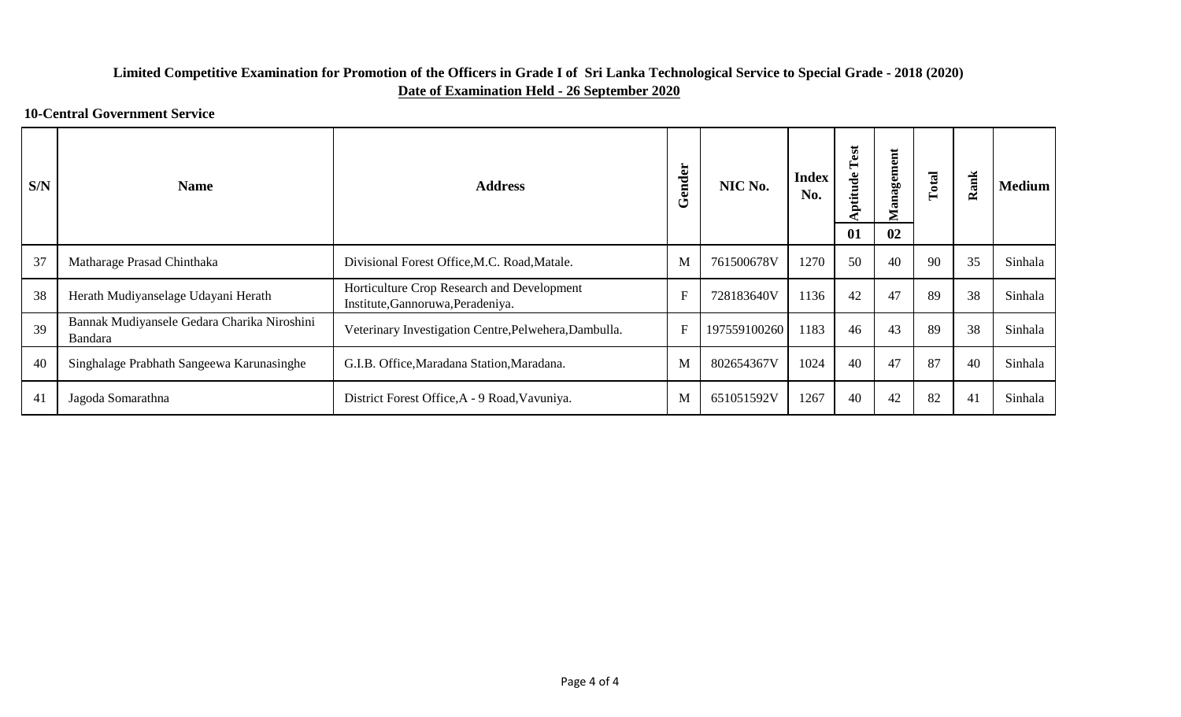**Limited Competitive Examination for Promotion of the Officers in Grade I of Sri Lanka Technological Service to Special Grade - 2018 (2020)**

**Date of Examination Held - 26 September 2020**

**10-Central Government Service**

| S/N | Name | Address | Gender | NIC No. | Index No. | Aptitude Test | Management | Total | Rank | Medium |
|---|---|---|---|---|---|---|---|---|---|---|
| | | | | | | 01 | 02 | | | |
| 37 | Matharage Prasad Chinthaka | Divisional Forest Office,M.C. Road,Matale. | M | 761500678V | 1270 | 50 | 40 | 90 | 35 | Sinhala |
| 38 | Herath Mudiyanselage Udayani Herath | Horticulture Crop Research and Development Institute,Gannoruwa,Peradeniya. | F | 728183640V | 1136 | 42 | 47 | 89 | 38 | Sinhala |
| 39 | Bannak Mudiyansele Gedara Charika Niroshini Bandara | Veterinary Investigation Centre,Pelwehera,Dambulla. | F | 197559100260 | 1183 | 46 | 43 | 89 | 38 | Sinhala |
| 40 | Singhalage Prabhath Sangeewa Karunasinghe | G.I.B. Office,Maradana Station,Maradana. | M | 802654367V | 1024 | 40 | 47 | 87 | 40 | Sinhala |
| 41 | Jagoda Somarathna | District Forest Office,A - 9 Road,Vavuniya. | M | 651051592V | 1267 | 40 | 42 | 82 | 41 | Sinhala |